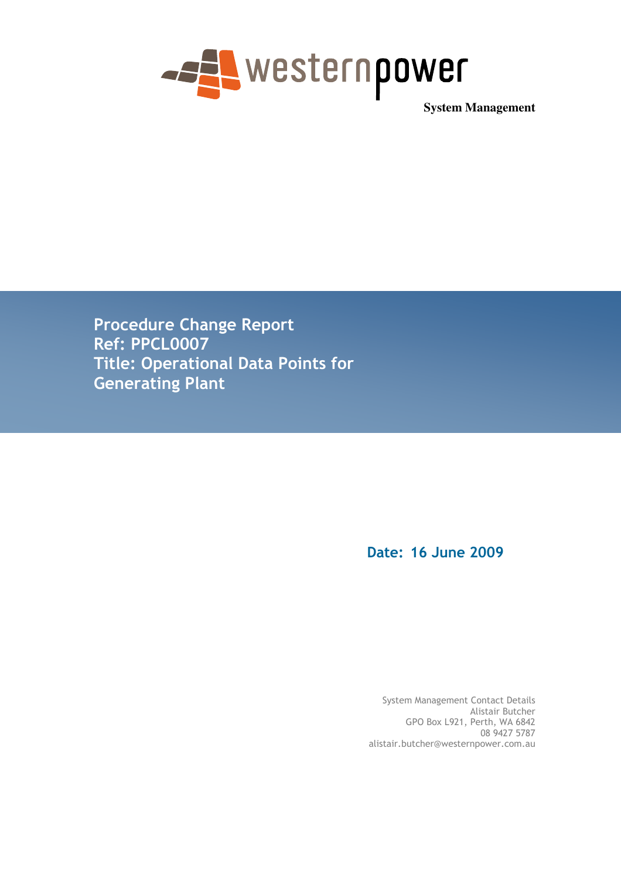westernpower

**System Management**

# Procedure Change Report
# Ref: PPCL0007
# Title: Operational Data Points for Generating Plant

**Date: 16 June 2009**

System Management Contact Details
Alistair Butcher
GPO Box L921, Perth, WA 6842
08 9427 5787
alistair.butcher@westernpower.com.au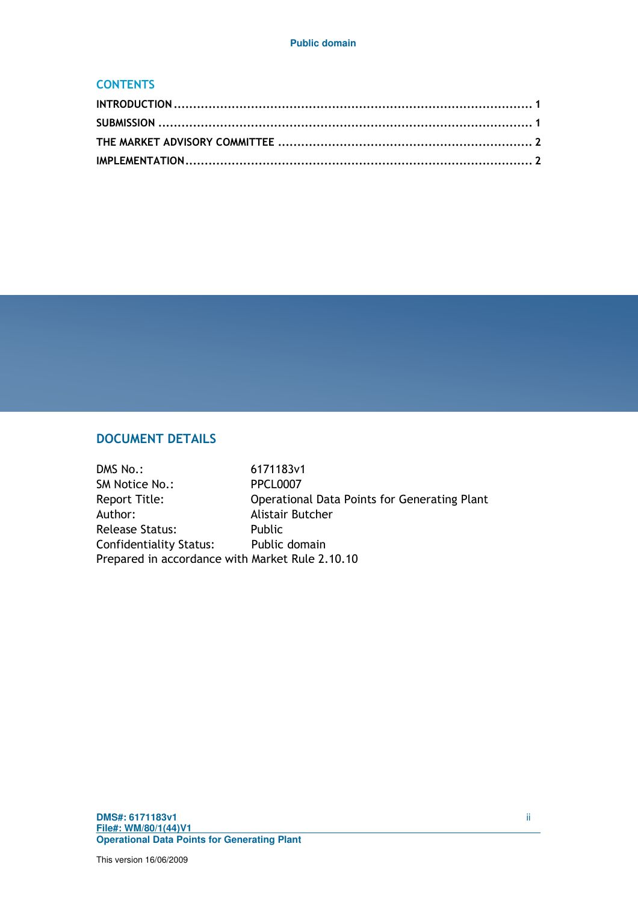## CONTENTS

INTRODUCTION ........................................................................................ 1

SUBMISSION ........................................................................................... 1

THE MARKET ADVISORY COMMITTEE ........................................................... 2

IMPLEMENTATION...................................................................................... 2

## DOCUMENT DETAILS

| | |
|---|---|
| DMS No.: | 6171183v1 |
| SM Notice No.: | PPCL0007 |
| Report Title: | Operational Data Points for Generating Plant |
| Author: | Alistair Butcher |
| Release Status: | Public |
| Confidentiality Status: | Public domain |

Prepared in accordance with Market Rule 2.10.10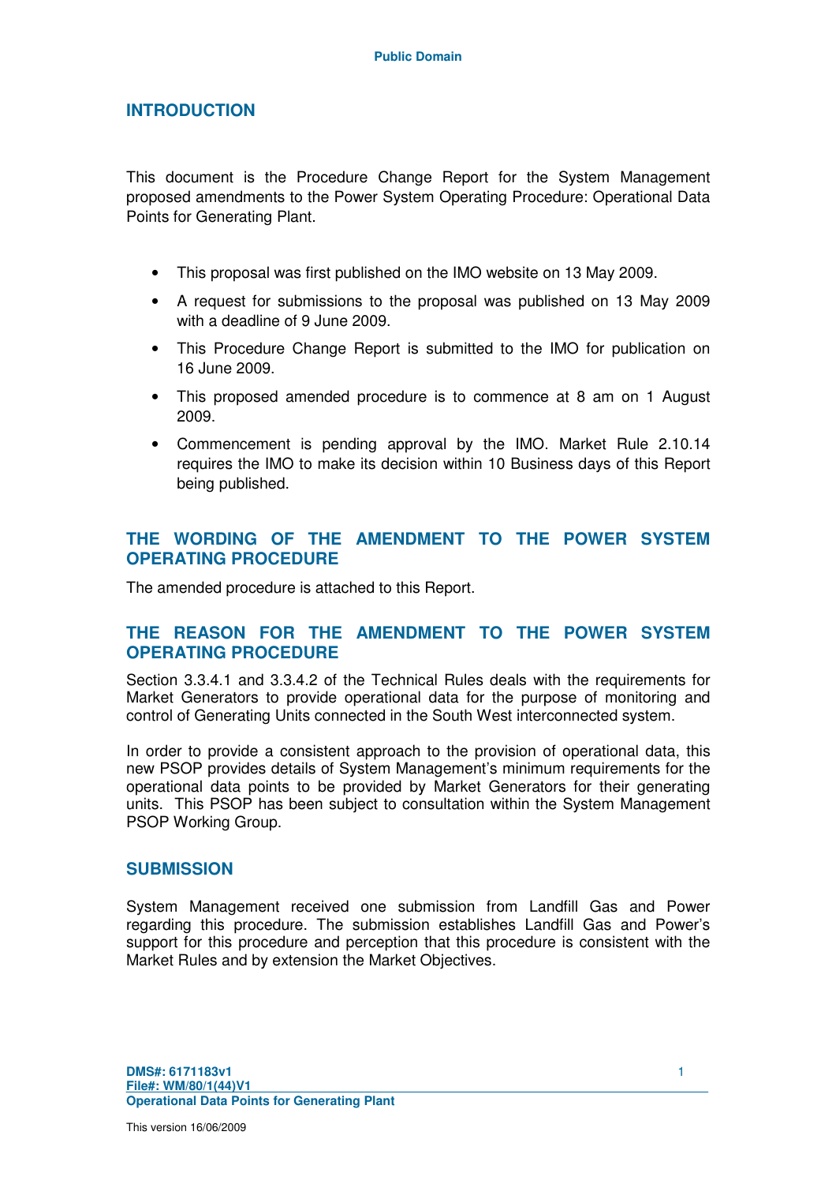## INTRODUCTION

This document is the Procedure Change Report for the System Management proposed amendments to the Power System Operating Procedure: Operational Data Points for Generating Plant.

- This proposal was first published on the IMO website on 13 May 2009.
- A request for submissions to the proposal was published on 13 May 2009 with a deadline of 9 June 2009.
- This Procedure Change Report is submitted to the IMO for publication on 16 June 2009.
- This proposed amended procedure is to commence at 8 am on 1 August 2009.
- Commencement is pending approval by the IMO. Market Rule 2.10.14 requires the IMO to make its decision within 10 Business days of this Report being published.

## THE WORDING OF THE AMENDMENT TO THE POWER SYSTEM OPERATING PROCEDURE

The amended procedure is attached to this Report.

## THE REASON FOR THE AMENDMENT TO THE POWER SYSTEM OPERATING PROCEDURE

Section 3.3.4.1 and 3.3.4.2 of the Technical Rules deals with the requirements for Market Generators to provide operational data for the purpose of monitoring and control of Generating Units connected in the South West interconnected system.

In order to provide a consistent approach to the provision of operational data, this new PSOP provides details of System Management's minimum requirements for the operational data points to be provided by Market Generators for their generating units. This PSOP has been subject to consultation within the System Management PSOP Working Group.

## SUBMISSION

System Management received one submission from Landfill Gas and Power regarding this procedure. The submission establishes Landfill Gas and Power's support for this procedure and perception that this procedure is consistent with the Market Rules and by extension the Market Objectives.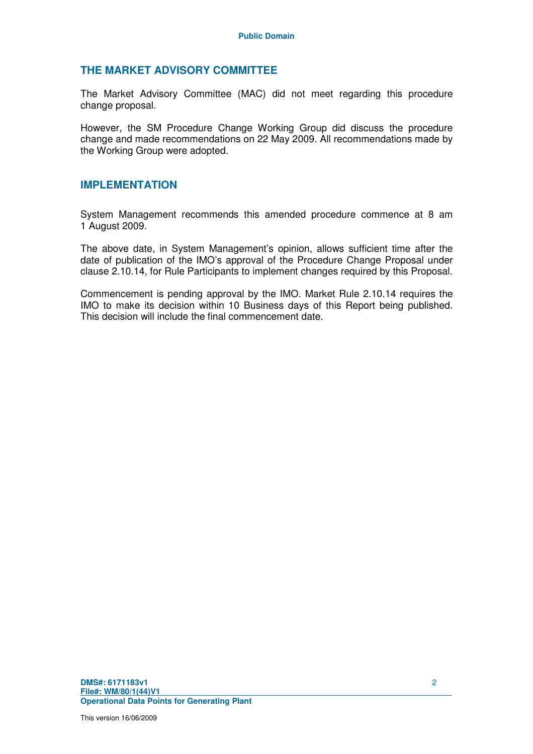## THE MARKET ADVISORY COMMITTEE

The Market Advisory Committee (MAC) did not meet regarding this procedure change proposal.

However, the SM Procedure Change Working Group did discuss the procedure change and made recommendations on 22 May 2009. All recommendations made by the Working Group were adopted.

## IMPLEMENTATION

System Management recommends this amended procedure commence at 8 am 1 August 2009.

The above date, in System Management's opinion, allows sufficient time after the date of publication of the IMO's approval of the Procedure Change Proposal under clause 2.10.14, for Rule Participants to implement changes required by this Proposal.

Commencement is pending approval by the IMO. Market Rule 2.10.14 requires the IMO to make its decision within 10 Business days of this Report being published. This decision will include the final commencement date.